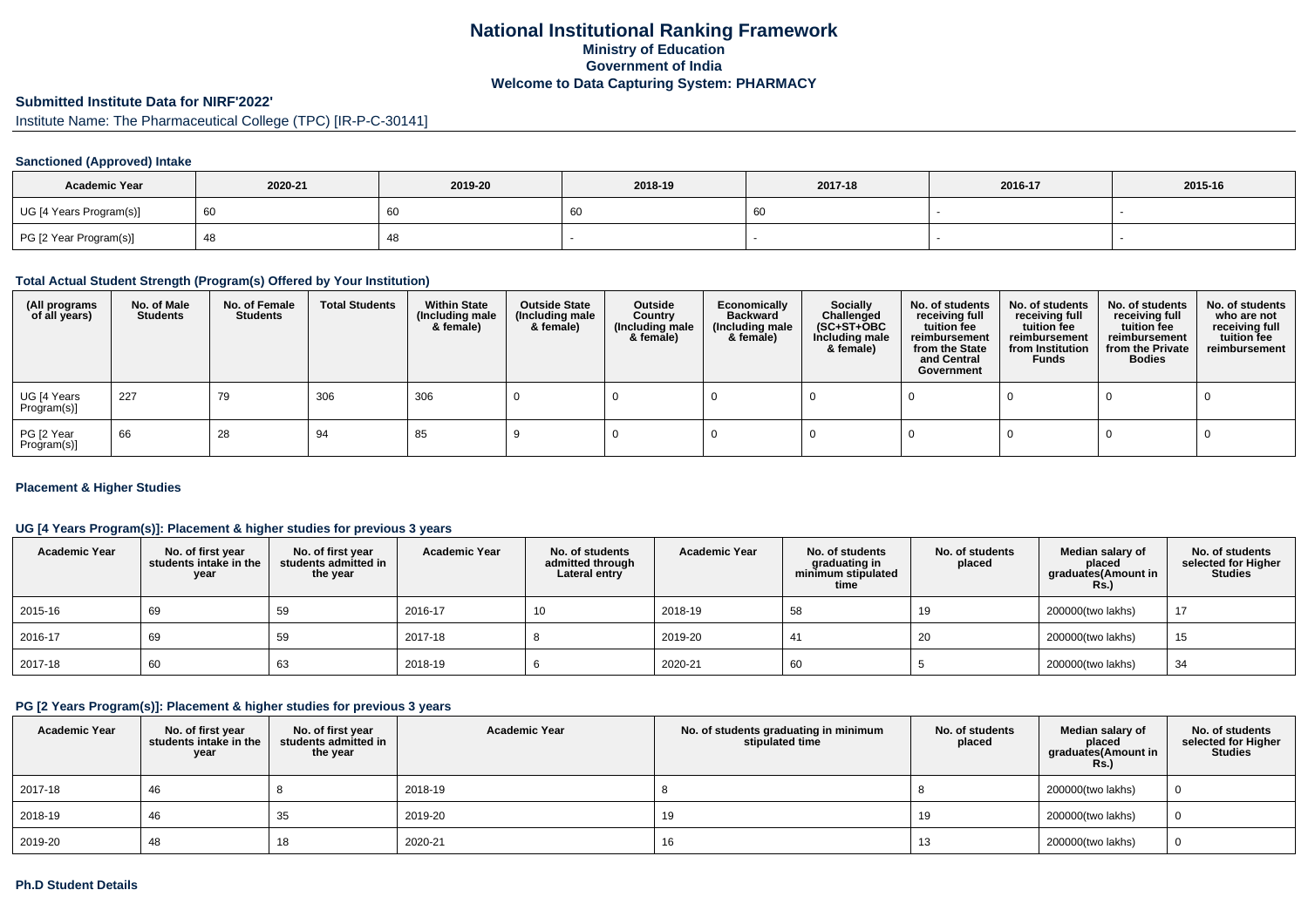# National Institutional Ranking Framework
## Ministry of Education
## Government of India
## Welcome to Data Capturing System: PHARMACY

### Submitted Institute Data for NIRF'2022'

Institute Name: The Pharmaceutical College (TPC) [IR-P-C-30141]

#### Sanctioned (Approved) Intake

| Academic Year | 2020-21 | 2019-20 | 2018-19 | 2017-18 | 2016-17 | 2015-16 |
|---|---|---|---|---|---|---|
| UG [4 Years Program(s)] | 60 | 60 | 60 | 60 | - | - |
| PG [2 Year Program(s)] | 48 | 48 | - | - | - | - |

#### Total Actual Student Strength (Program(s) Offered by Your Institution)

| (All programs of all years) | No. of Male Students | No. of Female Students | Total Students | Within State (Including male & female) | Outside State (Including male & female) | Outside Country (Including male & female) | Economically Backward (Including male & female) | Socially Challenged (SC+ST+OBC Including male & female) | No. of students receiving full tuition fee reimbursement from the State and Central Government | No. of students receiving full tuition fee reimbursement from Institution Funds | No. of students receiving full tuition fee reimbursement from the Private Bodies | No. of students who are not receiving full tuition fee reimbursement |
|---|---|---|---|---|---|---|---|---|---|---|---|---|
| UG [4 Years Program(s)] | 227 | 79 | 306 | 306 | 0 | 0 | 0 | 0 | 0 | 0 | 0 | 0 |
| PG [2 Year Program(s)] | 66 | 28 | 94 | 85 | 9 | 0 | 0 | 0 | 0 | 0 | 0 | 0 |

#### Placement & Higher Studies

#### UG [4 Years Program(s)]: Placement & higher studies for previous 3 years

| Academic Year | No. of first year students intake in the year | No. of first year students admitted in the year | Academic Year | No. of students admitted through Lateral entry | Academic Year | No. of students graduating in minimum stipulated time | No. of students placed | Median salary of placed graduates(Amount in Rs.) | No. of students selected for Higher Studies |
|---|---|---|---|---|---|---|---|---|---|
| 2015-16 | 69 | 59 | 2016-17 | 10 | 2018-19 | 58 | 19 | 200000(two lakhs) | 17 |
| 2016-17 | 69 | 59 | 2017-18 | 8 | 2019-20 | 41 | 20 | 200000(two lakhs) | 15 |
| 2017-18 | 60 | 63 | 2018-19 | 6 | 2020-21 | 60 | 5 | 200000(two lakhs) | 34 |

#### PG [2 Years Program(s)]: Placement & higher studies for previous 3 years

| Academic Year | No. of first year students intake in the year | No. of first year students admitted in the year | Academic Year | No. of students graduating in minimum stipulated time | No. of students placed | Median salary of placed graduates(Amount in Rs.) | No. of students selected for Higher Studies |
|---|---|---|---|---|---|---|---|
| 2017-18 | 46 | 8 | 2018-19 | 8 | 8 | 200000(two lakhs) | 0 |
| 2018-19 | 46 | 35 | 2019-20 | 19 | 19 | 200000(two lakhs) | 0 |
| 2019-20 | 48 | 18 | 2020-21 | 16 | 13 | 200000(two lakhs) | 0 |

#### Ph.D Student Details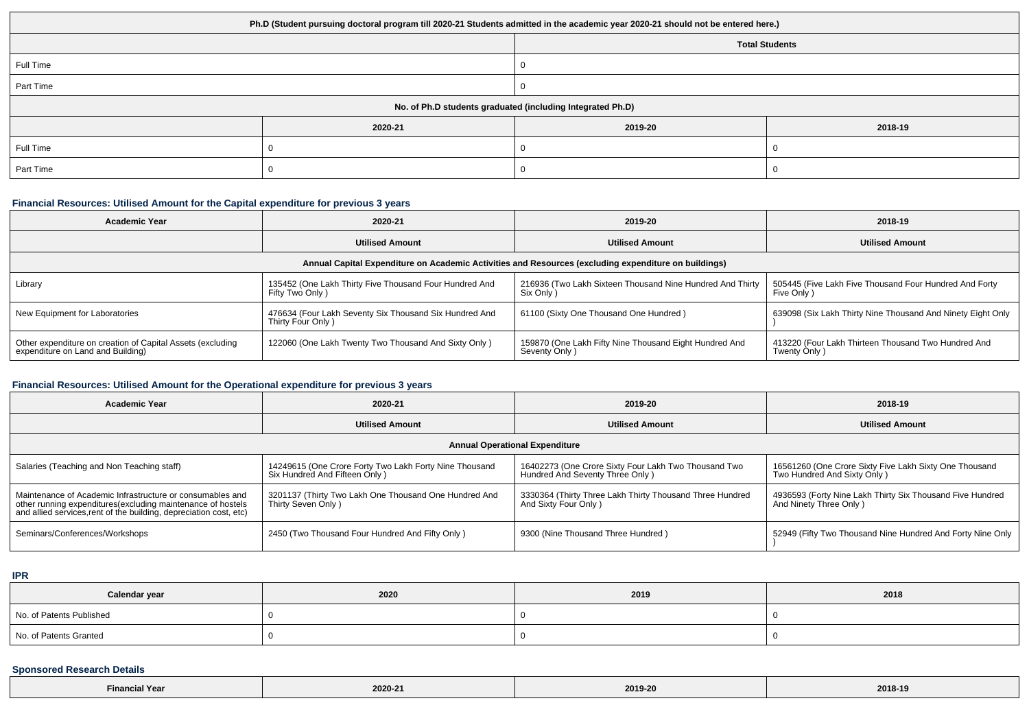| Ph.D (Student pursuing doctoral program till 2020-21 Students admitted in the academic year 2020-21 should not be entered here.) | | | |
|---|---|---|---|
| | | Total Students | |
| Full Time | | 0 | |
| Part Time | | 0 | |
| No. of Ph.D students graduated (including Integrated Ph.D) | | | |
| | 2020-21 | 2019-20 | 2018-19 |
| Full Time | 0 | 0 | 0 |
| Part Time | 0 | 0 | 0 |

### Financial Resources: Utilised Amount for the Capital expenditure for previous 3 years

| Academic Year | 2020-21 | 2019-20 | 2018-19 |
|---|---|---|---|
| | Utilised Amount | Utilised Amount | Utilised Amount |
| Annual Capital Expenditure on Academic Activities and Resources (excluding expenditure on buildings) | | | |
| Library | 135452 (One Lakh Thirty Five Thousand Four Hundred And Fifty Two Only ) | 216936 (Two Lakh Sixteen Thousand Nine Hundred And Thirty Six Only ) | 505445 (Five Lakh Five Thousand Four Hundred And Forty Five Only ) |
| New Equipment for Laboratories | 476634 (Four Lakh Seventy Six Thousand Six Hundred And Thirty Four Only ) | 61100 (Sixty One Thousand One Hundred ) | 639098 (Six Lakh Thirty Nine Thousand And Ninety Eight Only ) |
| Other expenditure on creation of Capital Assets (excluding expenditure on Land and Building) | 122060 (One Lakh Twenty Two Thousand And Sixty Only ) | 159870 (One Lakh Fifty Nine Thousand Eight Hundred And Seventy Only ) | 413220 (Four Lakh Thirteen Thousand Two Hundred And Twenty Only ) |

### Financial Resources: Utilised Amount for the Operational expenditure for previous 3 years

| Academic Year | 2020-21 | 2019-20 | 2018-19 |
|---|---|---|---|
| | Utilised Amount | Utilised Amount | Utilised Amount |
| Annual Operational Expenditure | | | |
| Salaries (Teaching and Non Teaching staff) | 14249615 (One Crore Forty Two Lakh Forty Nine Thousand Six Hundred And Fifteen Only ) | 16402273 (One Crore Sixty Four Lakh Two Thousand Two Hundred And Seventy Three Only ) | 16561260 (One Crore Sixty Five Lakh Sixty One Thousand Two Hundred And Sixty Only ) |
| Maintenance of Academic Infrastructure or consumables and other running expenditures(excluding maintenance of hostels and allied services,rent of the building, depreciation cost, etc) | 3201137 (Thirty Two Lakh One Thousand One Hundred And Thirty Seven Only ) | 3330364 (Thirty Three Lakh Thirty Thousand Three Hundred And Sixty Four Only ) | 4936593 (Forty Nine Lakh Thirty Six Thousand Five Hundred And Ninety Three Only ) |
| Seminars/Conferences/Workshops | 2450 (Two Thousand Four Hundred And Fifty Only ) | 9300 (Nine Thousand Three Hundred ) | 52949 (Fifty Two Thousand Nine Hundred And Forty Nine Only ) |

### IPR

| Calendar year | 2020 | 2019 | 2018 |
|---|---|---|---|
| No. of Patents Published | 0 | 0 | 0 |
| No. of Patents Granted | 0 | 0 | 0 |

### Sponsored Research Details

| Financial Year | 2020-21 | 2019-20 | 2018-19 |
|---|---|---|---|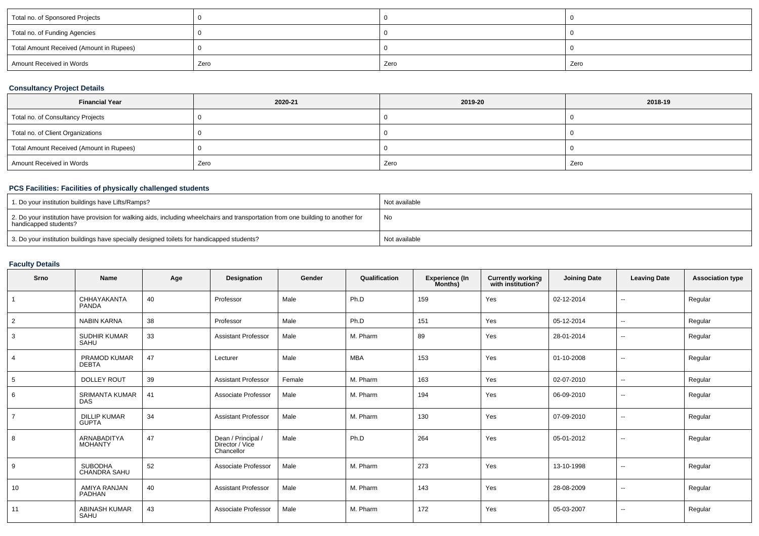| Total no. of Sponsored Projects | 0 | 0 | 0 |
|---|---|---|---|
| Total no. of Funding Agencies | 0 | 0 | 0 |
| Total Amount Received (Amount in Rupees) | 0 | 0 | 0 |
| Amount Received in Words | Zero | Zero | Zero |

### Consultancy Project Details

| Financial Year | 2020-21 | 2019-20 | 2018-19 |
|---|---|---|---|
| Total no. of Consultancy Projects | 0 | 0 | 0 |
| Total no. of Client Organizations | 0 | 0 | 0 |
| Total Amount Received (Amount in Rupees) | 0 | 0 | 0 |
| Amount Received in Words | Zero | Zero | Zero |

### PCS Facilities: Facilities of physically challenged students

| | |
|---|---|
| 1. Do your institution buildings have Lifts/Ramps? | Not available |
| 2. Do your institution have provision for walking aids, including wheelchairs and transportation from one building to another for handicapped students? | No |
| 3. Do your institution buildings have specially designed toilets for handicapped students? | Not available |

### Faculty Details

| Srno | Name | Age | Designation | Gender | Qualification | Experience (In Months) | Currently working with institution? | Joining Date | Leaving Date | Association type |
|---|---|---|---|---|---|---|---|---|---|---|
| 1 | CHHAYAKANTA PANDA | 40 | Professor | Male | Ph.D | 159 | Yes | 02-12-2014 | -- | Regular |
| 2 | NABIN KARNA | 38 | Professor | Male | Ph.D | 151 | Yes | 05-12-2014 | -- | Regular |
| 3 | SUDHIR KUMAR SAHU | 33 | Assistant Professor | Male | M. Pharm | 89 | Yes | 28-01-2014 | -- | Regular |
| 4 | PRAMOD KUMAR DEBTA | 47 | Lecturer | Male | MBA | 153 | Yes | 01-10-2008 | -- | Regular |
| 5 | DOLLEY ROUT | 39 | Assistant Professor | Female | M. Pharm | 163 | Yes | 02-07-2010 | -- | Regular |
| 6 | SRIMANTA KUMAR DAS | 41 | Associate Professor | Male | M. Pharm | 194 | Yes | 06-09-2010 | -- | Regular |
| 7 | DILLIP KUMAR GUPTA | 34 | Assistant Professor | Male | M. Pharm | 130 | Yes | 07-09-2010 | -- | Regular |
| 8 | ARNABADITYA MOHANTY | 47 | Dean / Principal / Director / Vice Chancellor | Male | Ph.D | 264 | Yes | 05-01-2012 | -- | Regular |
| 9 | SUBODHA CHANDRA SAHU | 52 | Associate Professor | Male | M. Pharm | 273 | Yes | 13-10-1998 | -- | Regular |
| 10 | AMIYA RANJAN PADHAN | 40 | Assistant Professor | Male | M. Pharm | 143 | Yes | 28-08-2009 | -- | Regular |
| 11 | ABINASH KUMAR SAHU | 43 | Associate Professor | Male | M. Pharm | 172 | Yes | 05-03-2007 | -- | Regular |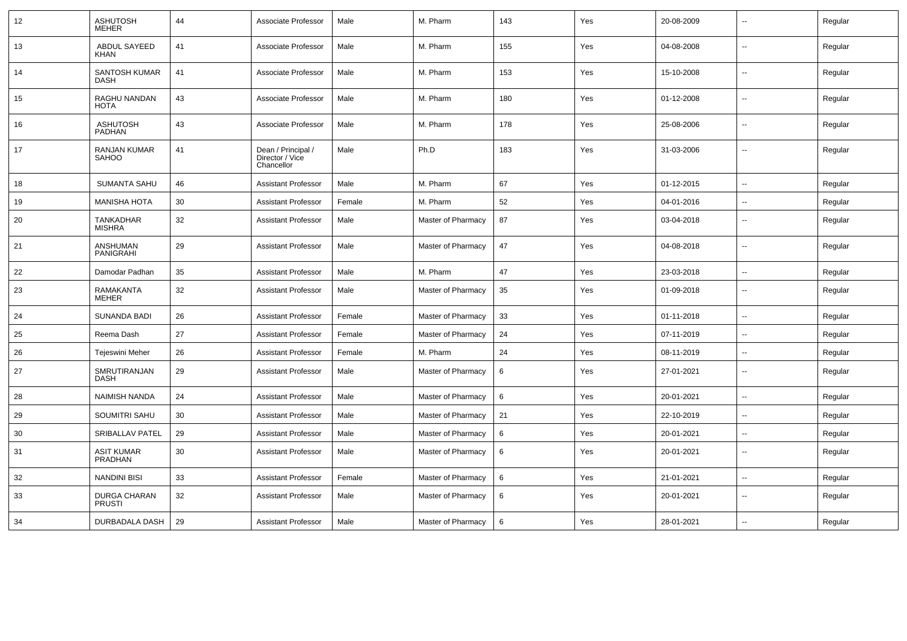| | | | | | | | | | | |
|---|---|---|---|---|---|---|---|---|---|---|
| 12 | ASHUTOSH MEHER | 44 | Associate Professor | Male | M. Pharm | 143 | Yes | 20-08-2009 | -- | Regular |
| 13 | ABDUL SAYEED KHAN | 41 | Associate Professor | Male | M. Pharm | 155 | Yes | 04-08-2008 | -- | Regular |
| 14 | SANTOSH KUMAR DASH | 41 | Associate Professor | Male | M. Pharm | 153 | Yes | 15-10-2008 | -- | Regular |
| 15 | RAGHU NANDAN HOTA | 43 | Associate Professor | Male | M. Pharm | 180 | Yes | 01-12-2008 | -- | Regular |
| 16 | ASHUTOSH PADHAN | 43 | Associate Professor | Male | M. Pharm | 178 | Yes | 25-08-2006 | -- | Regular |
| 17 | RANJAN KUMAR SAHOO | 41 | Dean / Principal / Director / Vice Chancellor | Male | Ph.D | 183 | Yes | 31-03-2006 | -- | Regular |
| 18 | SUMANTA SAHU | 46 | Assistant Professor | Male | M. Pharm | 67 | Yes | 01-12-2015 | -- | Regular |
| 19 | MANISHA HOTA | 30 | Assistant Professor | Female | M. Pharm | 52 | Yes | 04-01-2016 | -- | Regular |
| 20 | TANKADHAR MISHRA | 32 | Assistant Professor | Male | Master of Pharmacy | 87 | Yes | 03-04-2018 | -- | Regular |
| 21 | ANSHUMAN PANIGRAHI | 29 | Assistant Professor | Male | Master of Pharmacy | 47 | Yes | 04-08-2018 | -- | Regular |
| 22 | Damodar Padhan | 35 | Assistant Professor | Male | M. Pharm | 47 | Yes | 23-03-2018 | -- | Regular |
| 23 | RAMAKANTA MEHER | 32 | Assistant Professor | Male | Master of Pharmacy | 35 | Yes | 01-09-2018 | -- | Regular |
| 24 | SUNANDA BADI | 26 | Assistant Professor | Female | Master of Pharmacy | 33 | Yes | 01-11-2018 | -- | Regular |
| 25 | Reema Dash | 27 | Assistant Professor | Female | Master of Pharmacy | 24 | Yes | 07-11-2019 | -- | Regular |
| 26 | Tejeswini Meher | 26 | Assistant Professor | Female | M. Pharm | 24 | Yes | 08-11-2019 | -- | Regular |
| 27 | SMRUTIRANJAN DASH | 29 | Assistant Professor | Male | Master of Pharmacy | 6 | Yes | 27-01-2021 | -- | Regular |
| 28 | NAIMISH NANDA | 24 | Assistant Professor | Male | Master of Pharmacy | 6 | Yes | 20-01-2021 | -- | Regular |
| 29 | SOUMITRI SAHU | 30 | Assistant Professor | Male | Master of Pharmacy | 21 | Yes | 22-10-2019 | -- | Regular |
| 30 | SRIBALLAV PATEL | 29 | Assistant Professor | Male | Master of Pharmacy | 6 | Yes | 20-01-2021 | -- | Regular |
| 31 | ASIT KUMAR PRADHAN | 30 | Assistant Professor | Male | Master of Pharmacy | 6 | Yes | 20-01-2021 | -- | Regular |
| 32 | NANDINI BISI | 33 | Assistant Professor | Female | Master of Pharmacy | 6 | Yes | 21-01-2021 | -- | Regular |
| 33 | DURGA CHARAN PRUSTI | 32 | Assistant Professor | Male | Master of Pharmacy | 6 | Yes | 20-01-2021 | -- | Regular |
| 34 | DURBADALA DASH | 29 | Assistant Professor | Male | Master of Pharmacy | 6 | Yes | 28-01-2021 | -- | Regular |